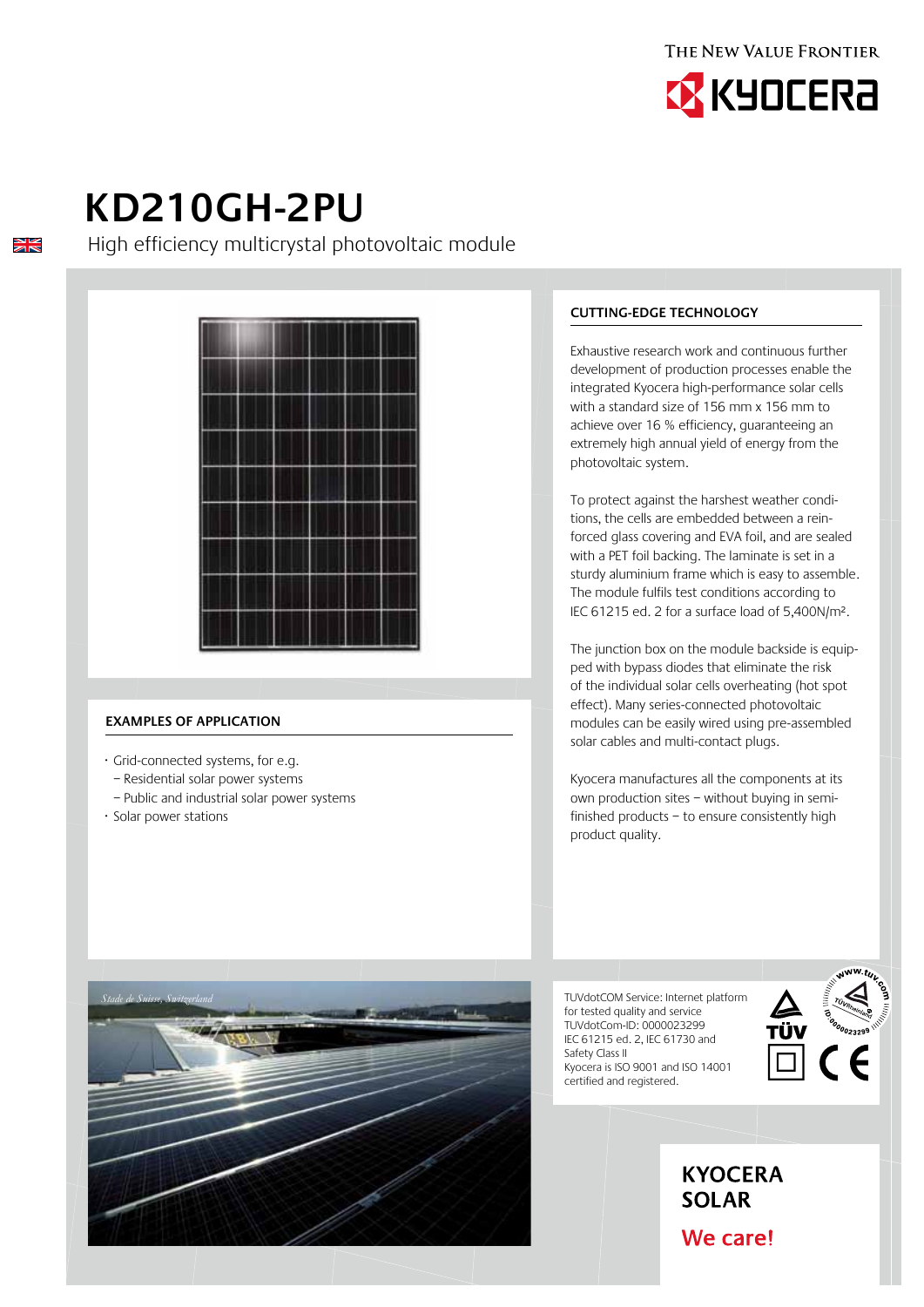THE NEW VALUE FRONTIER

KYOCERA

# KD210GH-2PU

High efficiency multicrystal photovoltaic module

## CUTTING-EDGE TECHNOLOGY

Exhaustive research work and continuous further development of production processes enable the integrated Kyocera high-performance solar cells with a standard size of 156 mm x 156 mm to achieve over 16 % efficiency, guaranteeing an extremely high annual yield of energy from the photovoltaic system.

To protect against the harshest weather conditions, the cells are embedded between a reinforced glass covering and EVA foil, and are sealed with a PET foil backing. The laminate is set in a sturdy aluminium frame which is easy to assemble. The module fulfils test conditions according to IEC 61215 ed. 2 for a surface load of 5,400N/m².

The junction box on the module backside is equipped with bypass diodes that eliminate the risk of the individual solar cells overheating (hot spot effect). Many series-connected photovoltaic modules can be easily wired using pre-assembled solar cables and multi-contact plugs.

Kyocera manufactures all the components at its own production sites – without buying in semi-finished products – to ensure consistently high product quality.

## EXAMPLES OF APPLICATION

- Grid-connected systems, for e.g.
  - Residential solar power systems
  - Public and industrial solar power systems
- Solar power stations

*Stade de Suisse, Switzerland*

TUVdotCOM Service: Internet platform for tested quality and service
TUVdotCom-ID: 0000023299
IEC 61215 ed. 2, IEC 61730 and Safety Class II
Kyocera is ISO 9001 and ISO 14001 certified and registered.

**KYOCERA SOLAR**

**We care!**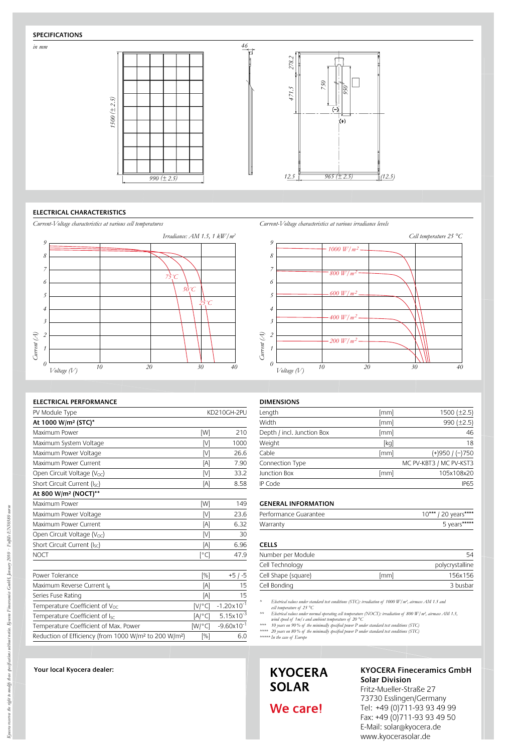## SPECIFICATIONS

*in mm*

1500 (± 2.5)

990 (± 2.5)

46

278.2

471.5

750

950

(-)

(+)

12.5

965 (± 2.5)

(12.5)

## ELECTRICAL CHARACTERISTICS

*Current-Voltage characteristics at various cell temperatures*

Irradiance: AM 1.5, 1 kW/m²

75°C

50°C

25°C

Current (A)

Voltage (V)

0 1 2 3 4 5 6 7 8 9

10 20 30 40

*Current-Voltage characteristics at various irradiance levels*

Cell temperature 25 °C

1000 W/m²

800 W/m²

600 W/m²

400 W/m²

200 W/m²

Current (A)

Voltage (V)

0 1 2 3 4 5 6 7 8 9

10 20 30 40

## ELECTRICAL PERFORMANCE

| | | |
|---|---|---|
| PV Module Type | | KD210GH-2PU |
| **At 1000 W/m² (STC)*** | | |
| Maximum Power | [W] | 210 |
| Maximum System Voltage | [V] | 1000 |
| Maximum Power Voltage | [V] | 26.6 |
| Maximum Power Current | [A] | 7.90 |
| Open Circuit Voltage ($V_{OC}$) | [V] | 33.2 |
| Short Circuit Current ($I_{SC}$) | [A] | 8.58 |
| **At 800 W/m² (NOCT)**** | | |
| Maximum Power | [W] | 149 |
| Maximum Power Voltage | [V] | 23.6 |
| Maximum Power Current | [A] | 6.32 |
| Open Circuit Voltage ($V_{OC}$) | [V] | 30 |
| Short Circuit Current ($I_{SC}$) | [A] | 6.96 |
| NOCT | [°C] | 47.9 |
| | | |
| Power Tolerance | [%] | +5 / -5 |
| Maximum Reverse Current $I_R$ | [A] | 15 |
| Series Fuse Rating | [A] | 15 |
| Temperature Coefficient of $V_{OC}$ | [V/°C] | $-1.20 \times 10^{-1}$ |
| Temperature Coefficient of $I_{SC}$ | [A/°C] | $5.15 \times 10^{-3}$ |
| Temperature Coefficient of Max. Power | [W/°C] | $-9.60 \times 10^{-1}$ |
| Reduction of Efficiency (from 1000 W/m² to 200 W/m²) | [%] | 6.0 |

## DIMENSIONS

| | | |
|---|---|---|
| Length | [mm] | 1500 (±2.5) |
| Width | [mm] | 990 (±2.5) |
| Depth / incl. Junction Box | [mm] | 46 |
| Weight | [kg] | 18 |
| Cable | [mm] | (+)950 / (−)750 |
| Connection Type | | MC PV-KBT3 / MC PV-KST3 |
| Junction Box | [mm] | 105x108x20 |
| IP Code | | IP65 |

## GENERAL INFORMATION

| | |
|---|---|
| Performance Guarantee | 10*** / 20 years**** |
| Warranty | 5 years***** |

## CELLS

| | | |
|---|---|---|
| Number per Module | | 54 |
| Cell Technology | | polycrystalline |
| Cell Shape (square) | [mm] | 156x156 |
| Cell Bonding | | 3 busbar |

\* Electrical values under standard test conditions (STC): irradiation of 1000 W/m², airmass AM 1.5 and cell temperature of 25 °C

\*\* Electrical values under normal operating cell temperature (NOCT): irradiation of 800 W/m², airmass AM 1.5, wind speed of 1m/s and ambient temperature of 20 °C

\*\*\* 10 years on 90% of the minimally specified power P under standard test conditions (STC)

\*\*\*\* 20 years on 80% of the minimally specified power P under standard test conditions (STC)

\*\*\*\*\* In the case of Europe

**Your local Kyocera dealer:**

**KYOCERA SOLAR**

**We care!**

**KYOCERA Fineceramics GmbH**
**Solar Division**
Fritz-Mueller-Straße 27
73730 Esslingen/Germany
Tel: +49 (0)711-93 93 49 99
Fax: +49 (0)711-93 93 49 50
E-Mail: solar@kyocera.de
www.kyocerasolar.de

*Kyocera reserves the right to modify these specifications without notice. Kyocera Fineceramics GmbH, January 2010 · Fulfills EN50380 norm*